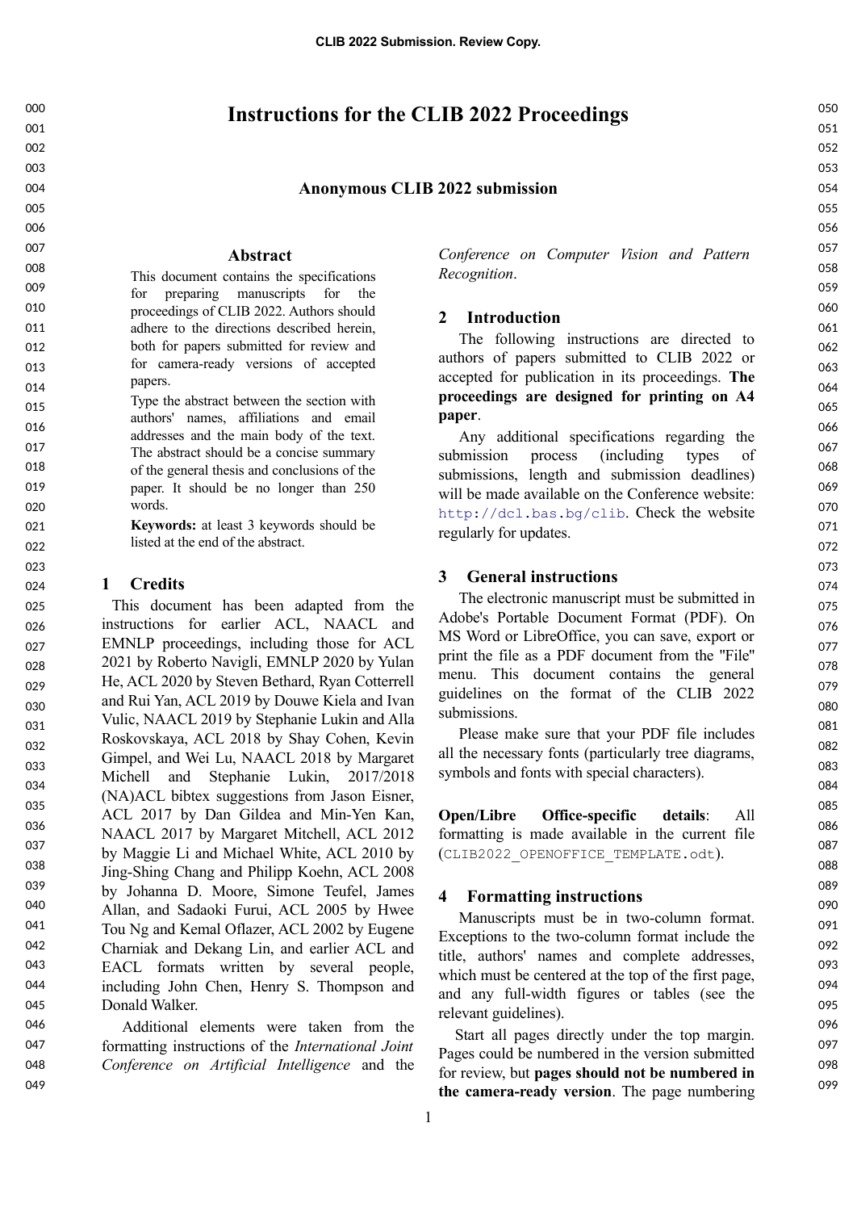# Instructions for the CLIB 2022 Proceedings

**Anonymous CLIB 2022 submission**

## Abstract

This document contains the specifications for preparing manuscripts for the proceedings of CLIB 2022. Authors should adhere to the directions described herein, both for papers submitted for review and for camera-ready versions of accepted papers.

Type the abstract between the section with authors' names, affiliations and email addresses and the main body of the text. The abstract should be a concise summary of the general thesis and conclusions of the paper. It should be no longer than 250 words.

**Keywords:** at least 3 keywords should be listed at the end of the abstract.

## 1 Credits

This document has been adapted from the instructions for earlier ACL, NAACL and EMNLP proceedings, including those for ACL 2021 by Roberto Navigli, EMNLP 2020 by Yulan He, ACL 2020 by Steven Bethard, Ryan Cotterell and Rui Yan, ACL 2019 by Douwe Kiela and Ivan Vulic, NAACL 2019 by Stephanie Lukin and Alla Roskovskaya, ACL 2018 by Shay Cohen, Kevin Gimpel, and Wei Lu, NAACL 2018 by Margaret Michell and Stephanie Lukin, 2017/2018 (NA)ACL bibtex suggestions from Jason Eisner, ACL 2017 by Dan Gildea and Min-Yen Kan, NAACL 2017 by Margaret Mitchell, ACL 2012 by Maggie Li and Michael White, ACL 2010 by Jing-Shing Chang and Philipp Koehn, ACL 2008 by Johanna D. Moore, Simone Teufel, James Allan, and Sadaoki Furui, ACL 2005 by Hwee Tou Ng and Kemal Oflazer, ACL 2002 by Eugene Charniak and Dekang Lin, and earlier ACL and EACL formats written by several people, including John Chen, Henry S. Thompson and Donald Walker.

Additional elements were taken from the formatting instructions of the *International Joint Conference on Artificial Intelligence* and the *Conference on Computer Vision and Pattern Recognition*.

## 2 Introduction

The following instructions are directed to authors of papers submitted to CLIB 2022 or accepted for publication in its proceedings. **The proceedings are designed for printing on A4 paper**.

Any additional specifications regarding the submission process (including types of submissions, length and submission deadlines) will be made available on the Conference website: `http://dcl.bas.bg/clib`. Check the website regularly for updates.

## 3 General instructions

The electronic manuscript must be submitted in Adobe's Portable Document Format (PDF). On MS Word or LibreOffice, you can save, export or print the file as a PDF document from the "File" menu. This document contains the general guidelines on the format of the CLIB 2022 submissions.

Please make sure that your PDF file includes all the necessary fonts (particularly tree diagrams, symbols and fonts with special characters).

**Open/Libre Office-specific details**: All formatting is made available in the current file (`CLIB2022_OPENOFFICE_TEMPLATE.odt`).

## 4 Formatting instructions

Manuscripts must be in two-column format. Exceptions to the two-column format include the title, authors' names and complete addresses, which must be centered at the top of the first page, and any full-width figures or tables (see the relevant guidelines).

Start all pages directly under the top margin. Pages could be numbered in the version submitted for review, but **pages should not be numbered in the camera-ready version**. The page numbering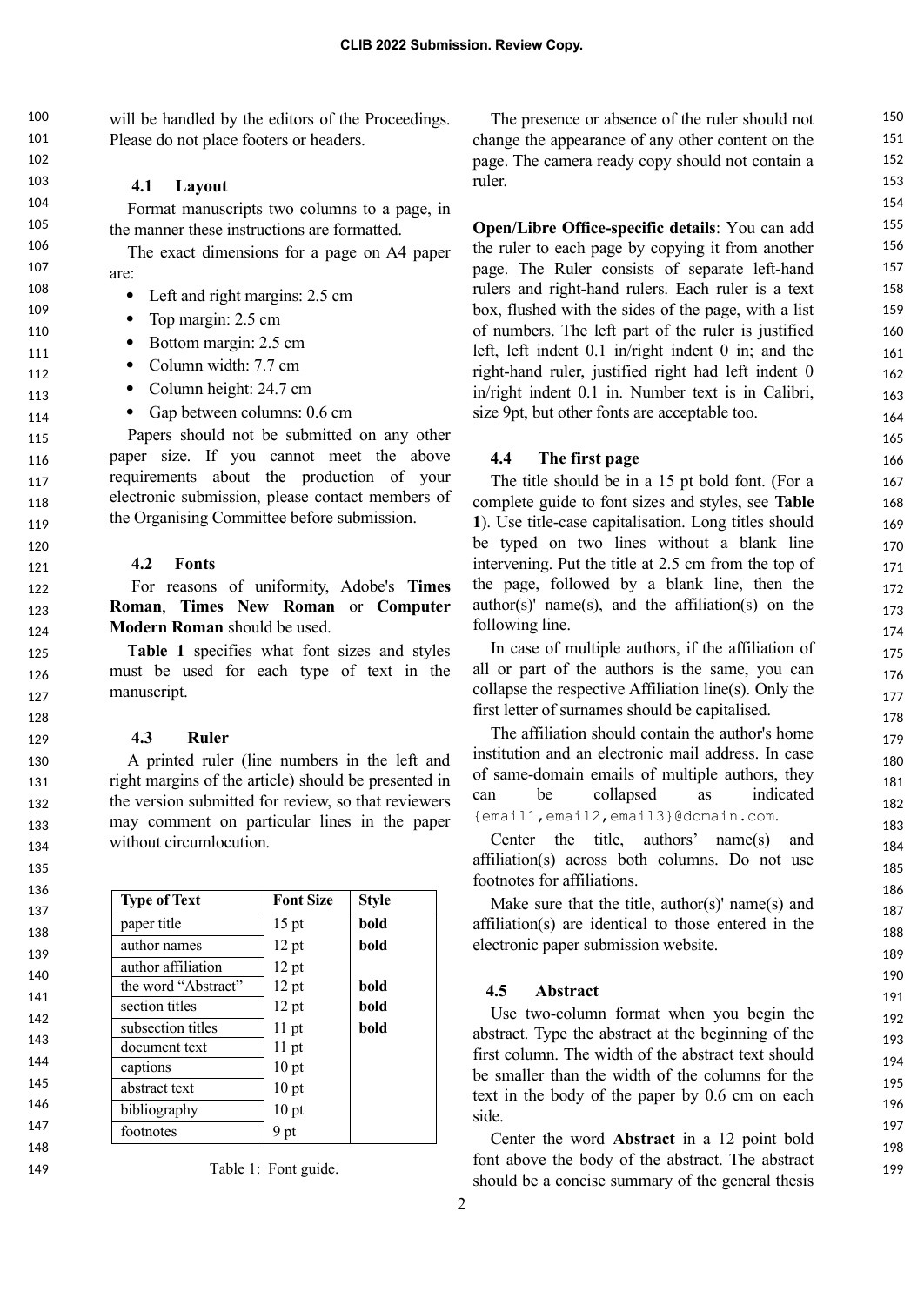will be handled by the editors of the Proceedings. Please do not place footers or headers.

### 4.1 Layout

Format manuscripts two columns to a page, in the manner these instructions are formatted.

The exact dimensions for a page on A4 paper are:

- Left and right margins: 2.5 cm
- Top margin: 2.5 cm
- Bottom margin: 2.5 cm
- Column width: 7.7 cm
- Column height: 24.7 cm
- Gap between columns: 0.6 cm

Papers should not be submitted on any other paper size. If you cannot meet the above requirements about the production of your electronic submission, please contact members of the Organising Committee before submission.

### 4.2 Fonts

For reasons of uniformity, Adobe's **Times Roman**, **Times New Roman** or **Computer Modern Roman** should be used.

**Table 1** specifies what font sizes and styles must be used for each type of text in the manuscript.

### 4.3 Ruler

A printed ruler (line numbers in the left and right margins of the article) should be presented in the version submitted for review, so that reviewers may comment on particular lines in the paper without circumlocution.

| Type of Text | Font Size | Style |
|---|---|---|
| paper title | 15 pt | bold |
| author names | 12 pt | bold |
| author affiliation | 12 pt | |
| the word “Abstract” | 12 pt | bold |
| section titles | 12 pt | bold |
| subsection titles | 11 pt | bold |
| document text | 11 pt | |
| captions | 10 pt | |
| abstract text | 10 pt | |
| bibliography | 10 pt | |
| footnotes | 9 pt | |

Table 1: Font guide.

The presence or absence of the ruler should not change the appearance of any other content on the page. The camera ready copy should not contain a ruler.

**Open/Libre Office-specific details**: You can add the ruler to each page by copying it from another page. The Ruler consists of separate left-hand rulers and right-hand rulers. Each ruler is a text box, flushed with the sides of the page, with a list of numbers. The left part of the ruler is justified left, left indent 0.1 in/right indent 0 in; and the right-hand ruler, justified right had left indent 0 in/right indent 0.1 in. Number text is in Calibri, size 9pt, but other fonts are acceptable too.

### 4.4 The first page

The title should be in a 15 pt bold font. (For a complete guide to font sizes and styles, see **Table 1**). Use title-case capitalisation. Long titles should be typed on two lines without a blank line intervening. Put the title at 2.5 cm from the top of the page, followed by a blank line, then the author(s)' name(s), and the affiliation(s) on the following line.

In case of multiple authors, if the affiliation of all or part of the authors is the same, you can collapse the respective Affiliation line(s). Only the first letter of surnames should be capitalised.

The affiliation should contain the author's home institution and an electronic mail address. In case of same-domain emails of multiple authors, they can be collapsed as indicated `{email1,email2,email3}@domain.com`.

Center the title, authors' name(s) and affiliation(s) across both columns. Do not use footnotes for affiliations.

Make sure that the title, author(s)' name(s) and affiliation(s) are identical to those entered in the electronic paper submission website.

### 4.5 Abstract

Use two-column format when you begin the abstract. Type the abstract at the beginning of the first column. The width of the abstract text should be smaller than the width of the columns for the text in the body of the paper by 0.6 cm on each side.

Center the word **Abstract** in a 12 point bold font above the body of the abstract. The abstract should be a concise summary of the general thesis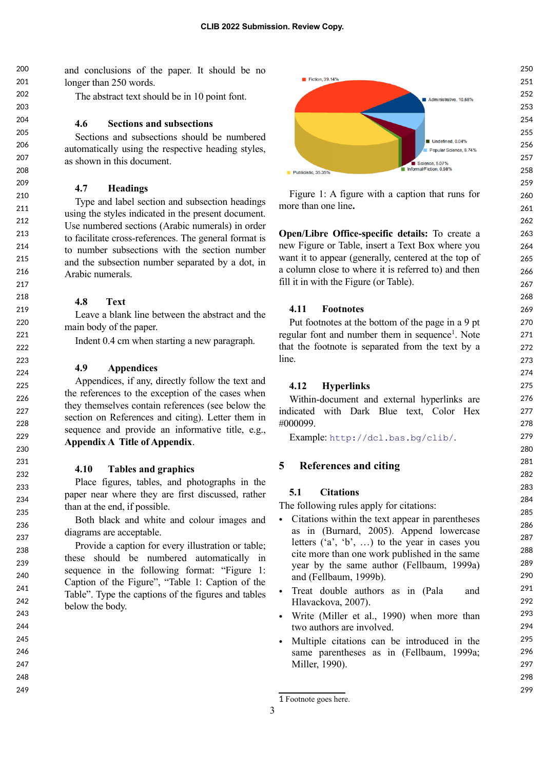and conclusions of the paper. It should be no longer than 250 words.

The abstract text should be in 10 point font.

### 4.6 Sections and subsections

Sections and subsections should be numbered automatically using the respective heading styles, as shown in this document.

### 4.7 Headings

Type and label section and subsection headings using the styles indicated in the present document. Use numbered sections (Arabic numerals) in order to facilitate cross-references. The general format is to number subsections with the section number and the subsection number separated by a dot, in Arabic numerals.

### 4.8 Text

Leave a blank line between the abstract and the main body of the paper.

Indent 0.4 cm when starting a new paragraph.

### 4.9 Appendices

Appendices, if any, directly follow the text and the references to the exception of the cases when they themselves contain references (see below the section on References and citing). Letter them in sequence and provide an informative title, e.g., **Appendix A Title of Appendix**.

### 4.10 Tables and graphics

Place figures, tables, and photographs in the paper near where they are first discussed, rather than at the end, if possible.

Both black and white and colour images and diagrams are acceptable.

Provide a caption for every illustration or table; these should be numbered automatically in sequence in the following format: "Figure 1: Caption of the Figure", "Table 1: Caption of the Table". Type the captions of the figures and tables below the body.

Fiction, 39.14%
Administrative, 10.68%
Undefined, 0.04%
Popular Science, 8.74%
Science, 5.07%
Informal/Fiction, 0.98%
Publicistic, 35.35%

Figure 1: A figure with a caption that runs for more than one line.

**Open/Libre Office-specific details:** To create a new Figure or Table, insert a Text Box where you want it to appear (generally, centered at the top of a column close to where it is referred to) and then fill it in with the Figure (or Table).

### 4.11 Footnotes

Put footnotes at the bottom of the page in a 9 pt regular font and number them in sequence[1]. Note that the footnote is separated from the text by a line.

### 4.12 Hyperlinks

Within-document and external hyperlinks are indicated with Dark Blue text, Color Hex #000099.

Example: `http://dcl.bas.bg/clib/`.

## 5 References and citing

### 5.1 Citations

The following rules apply for citations:

- Citations within the text appear in parentheses as in (Burnard, 2005). Append lowercase letters ('a', 'b', …) to the year in cases you cite more than one work published in the same year by the same author (Fellbaum, 1999a) and (Fellbaum, 1999b).
- Treat double authors as in (Pala and Hlavackova, 2007).
- Write (Miller et al., 1990) when more than two authors are involved.
- Multiple citations can be introduced in the same parentheses as in (Fellbaum, 1999a; Miller, 1990).

---

1 Footnote goes here.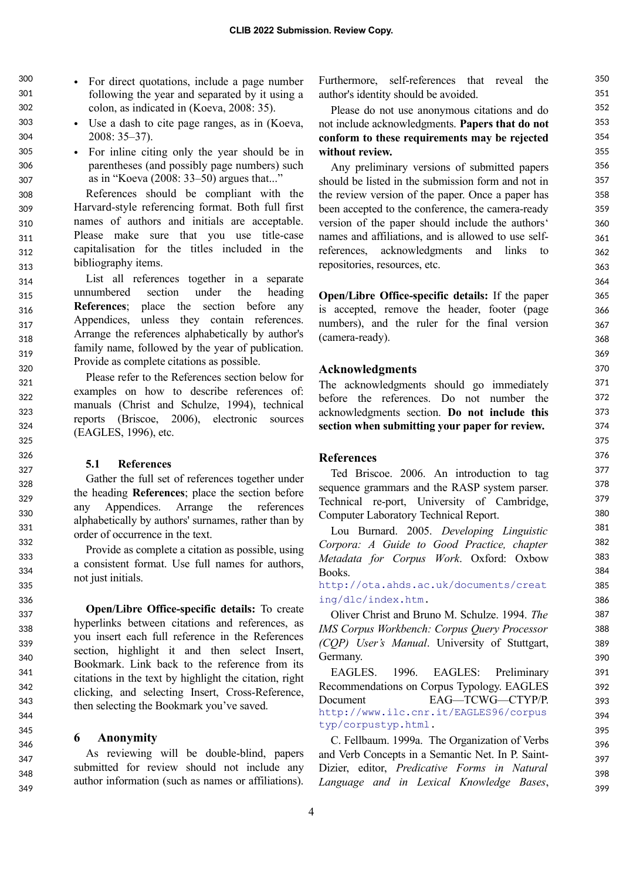- For direct quotations, include a page number following the year and separated by it using a colon, as indicated in (Koeva, 2008: 35).
- Use a dash to cite page ranges, as in (Koeva, 2008: 35–37).
- For inline citing only the year should be in parentheses (and possibly page numbers) such as in "Koeva (2008: 33–50) argues that..."

References should be compliant with the Harvard-style referencing format. Both full first names of authors and initials are acceptable. Please make sure that you use title-case capitalisation for the titles included in the bibliography items.

List all references together in a separate unnumbered section under the heading **References**; place the section before any Appendices, unless they contain references. Arrange the references alphabetically by author's family name, followed by the year of publication. Provide as complete citations as possible.

Please refer to the References section below for examples on how to describe references of: manuals (Christ and Schulze, 1994), technical reports (Briscoe, 2006), electronic sources (EAGLES, 1996), etc.

### 5.1 References

Gather the full set of references together under the heading **References**; place the section before any Appendices. Arrange the references alphabetically by authors' surnames, rather than by order of occurrence in the text.

Provide as complete a citation as possible, using a consistent format. Use full names for authors, not just initials.

**Open/Libre Office-specific details:** To create hyperlinks between citations and references, as you insert each full reference in the References section, highlight it and then select Insert, Bookmark. Link back to the reference from its citations in the text by highlight the citation, right clicking, and selecting Insert, Cross-Reference, then selecting the Bookmark you've saved.

## 6 Anonymity

As reviewing will be double-blind, papers submitted for review should not include any author information (such as names or affiliations). Furthermore, self-references that reveal the author's identity should be avoided.

Please do not use anonymous citations and do not include acknowledgments. **Papers that do not conform to these requirements may be rejected without review.**

Any preliminary versions of submitted papers should be listed in the submission form and not in the review version of the paper. Once a paper has been accepted to the conference, the camera-ready version of the paper should include the authors' names and affiliations, and is allowed to use self-references, acknowledgments and links to repositories, resources, etc.

**Open/Libre Office-specific details:** If the paper is accepted, remove the header, footer (page numbers), and the ruler for the final version (camera-ready).

## Acknowledgments

The acknowledgments should go immediately before the references. Do not number the acknowledgments section. **Do not include this section when submitting your paper for review.**

## References

Ted Briscoe. 2006. An introduction to tag sequence grammars and the RASP system parser. Technical re-port, University of Cambridge, Computer Laboratory Technical Report.

Lou Burnard. 2005. *Developing Linguistic Corpora: A Guide to Good Practice, chapter Metadata for Corpus Work*. Oxford: Oxbow Books. http://ota.ahds.ac.uk/documents/creating/dlc/index.htm.

Oliver Christ and Bruno M. Schulze. 1994. *The IMS Corpus Workbench: Corpus Query Processor (CQP) User's Manual*. University of Stuttgart, Germany.

EAGLES. 1996. EAGLES: Preliminary Recommendations on Corpus Typology. EAGLES Document EAG—TCWG—CTYP/P. http://www.ilc.cnr.it/EAGLES96/corpustyp/corpustyp.html.

C. Fellbaum. 1999a. The Organization of Verbs and Verb Concepts in a Semantic Net. In P. Saint-Dizier, editor, *Predicative Forms in Natural Language and in Lexical Knowledge Bases*,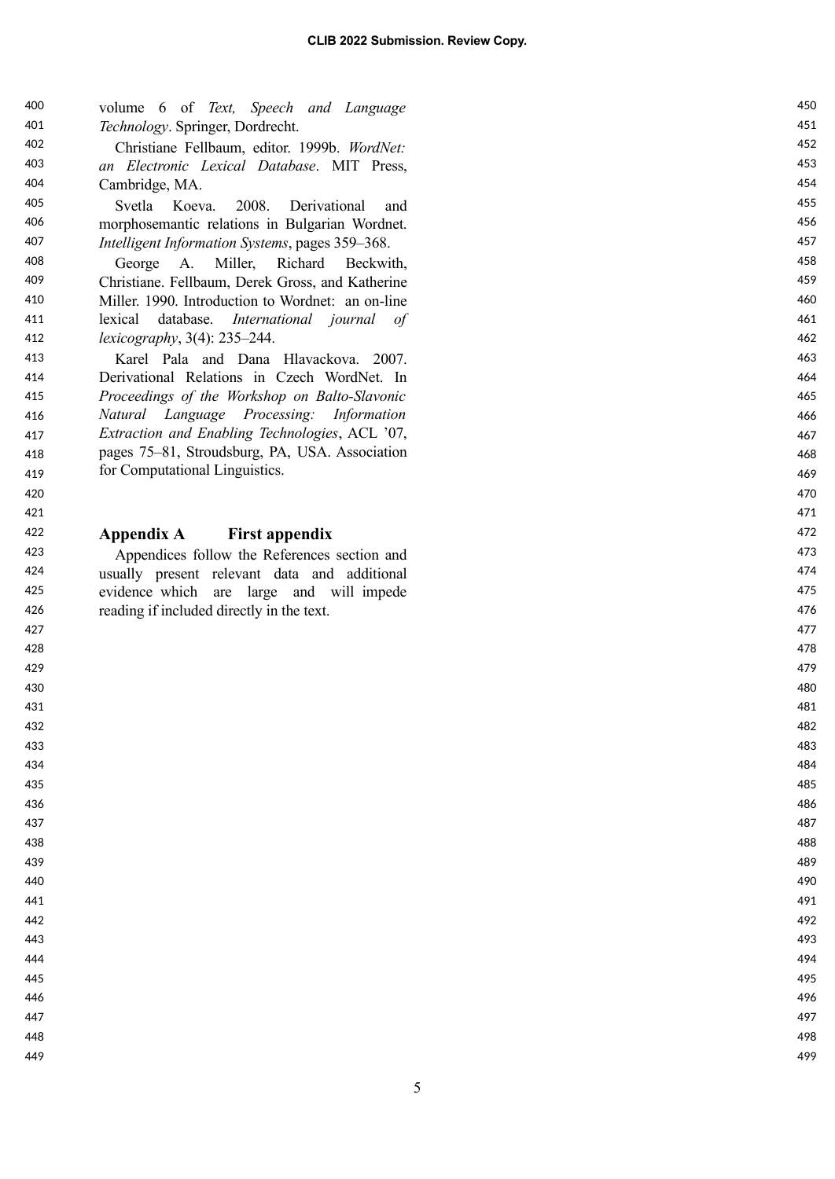volume 6 of *Text, Speech and Language Technology*. Springer, Dordrecht.

Christiane Fellbaum, editor. 1999b. *WordNet: an Electronic Lexical Database*. MIT Press, Cambridge, MA.

Svetla Koeva. 2008. Derivational and morphosemantic relations in Bulgarian Wordnet. *Intelligent Information Systems*, pages 359–368.

George A. Miller, Richard Beckwith, Christiane. Fellbaum, Derek Gross, and Katherine Miller. 1990. Introduction to Wordnet: an on-line lexical database. *International journal of lexicography*, 3(4): 235–244.

Karel Pala and Dana Hlavackova. 2007. Derivational Relations in Czech WordNet. In *Proceedings of the Workshop on Balto-Slavonic Natural Language Processing: Information Extraction and Enabling Technologies*, ACL '07, pages 75–81, Stroudsburg, PA, USA. Association for Computational Linguistics.

## Appendix A First appendix

Appendices follow the References section and usually present relevant data and additional evidence which are large and will impede reading if included directly in the text.